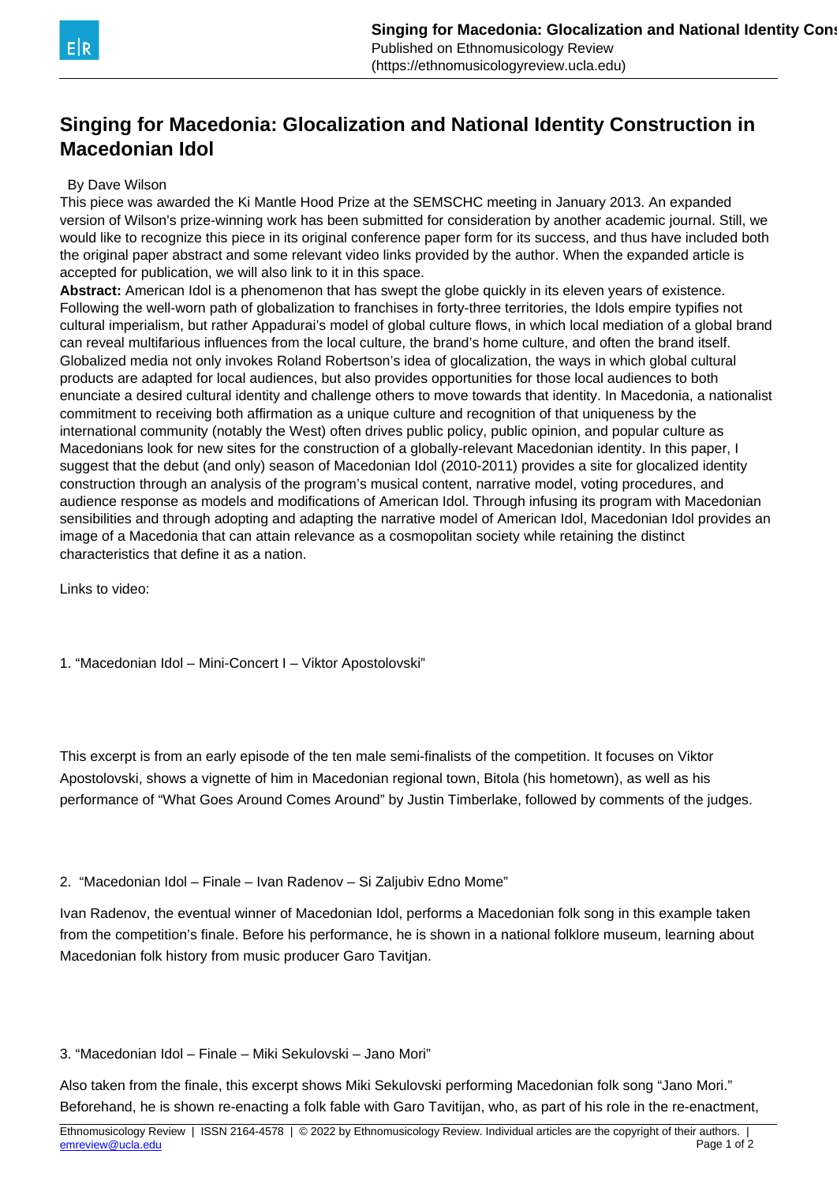# Singing for Macedonia: Glocalization and National Identity Construction in Macedonian Idol

By Dave Wilson

This piece was awarded the Ki Mantle Hood Prize at the SEMSCHC meeting in January 2013. An expanded version of Wilson's prize-winning work has been submitted for consideration by another academic journal. Still, we would like to recognize this piece in its original conference paper form for its success, and thus have included both the original paper abstract and some relevant video links provided by the author. When the expanded article is accepted for publication, we will also link to it in this space.

**Abstract:** American Idol is a phenomenon that has swept the globe quickly in its eleven years of existence. Following the well-worn path of globalization to franchises in forty-three territories, the Idols empire typifies not cultural imperialism, but rather Appadurai's model of global culture flows, in which local mediation of a global brand can reveal multifarious influences from the local culture, the brand's home culture, and often the brand itself. Globalized media not only invokes Roland Robertson's idea of glocalization, the ways in which global cultural products are adapted for local audiences, but also provides opportunities for those local audiences to both enunciate a desired cultural identity and challenge others to move towards that identity. In Macedonia, a nationalist commitment to receiving both affirmation as a unique culture and recognition of that uniqueness by the international community (notably the West) often drives public policy, public opinion, and popular culture as Macedonians look for new sites for the construction of a globally-relevant Macedonian identity. In this paper, I suggest that the debut (and only) season of Macedonian Idol (2010-2011) provides a site for glocalized identity construction through an analysis of the program's musical content, narrative model, voting procedures, and audience response as models and modifications of American Idol. Through infusing its program with Macedonian sensibilities and through adopting and adapting the narrative model of American Idol, Macedonian Idol provides an image of a Macedonia that can attain relevance as a cosmopolitan society while retaining the distinct characteristics that define it as a nation.

Links to video:

1. "Macedonian Idol – Mini-Concert I – Viktor Apostolovski"

This excerpt is from an early episode of the ten male semi-finalists of the competition. It focuses on Viktor Apostolovski, shows a vignette of him in Macedonian regional town, Bitola (his hometown), as well as his performance of "What Goes Around Comes Around" by Justin Timberlake, followed by comments of the judges.

2. "Macedonian Idol – Finale – Ivan Radenov – Si Zaljubiv Edno Mome"

Ivan Radenov, the eventual winner of Macedonian Idol, performs a Macedonian folk song in this example taken from the competition's finale. Before his performance, he is shown in a national folklore museum, learning about Macedonian folk history from music producer Garo Tavitjan.

3. "Macedonian Idol – Finale – Miki Sekulovski – Jano Mori"

Also taken from the finale, this excerpt shows Miki Sekulovski performing Macedonian folk song "Jano Mori." Beforehand, he is shown re-enacting a folk fable with Garo Tavitjan, who, as part of his role in the re-enactment,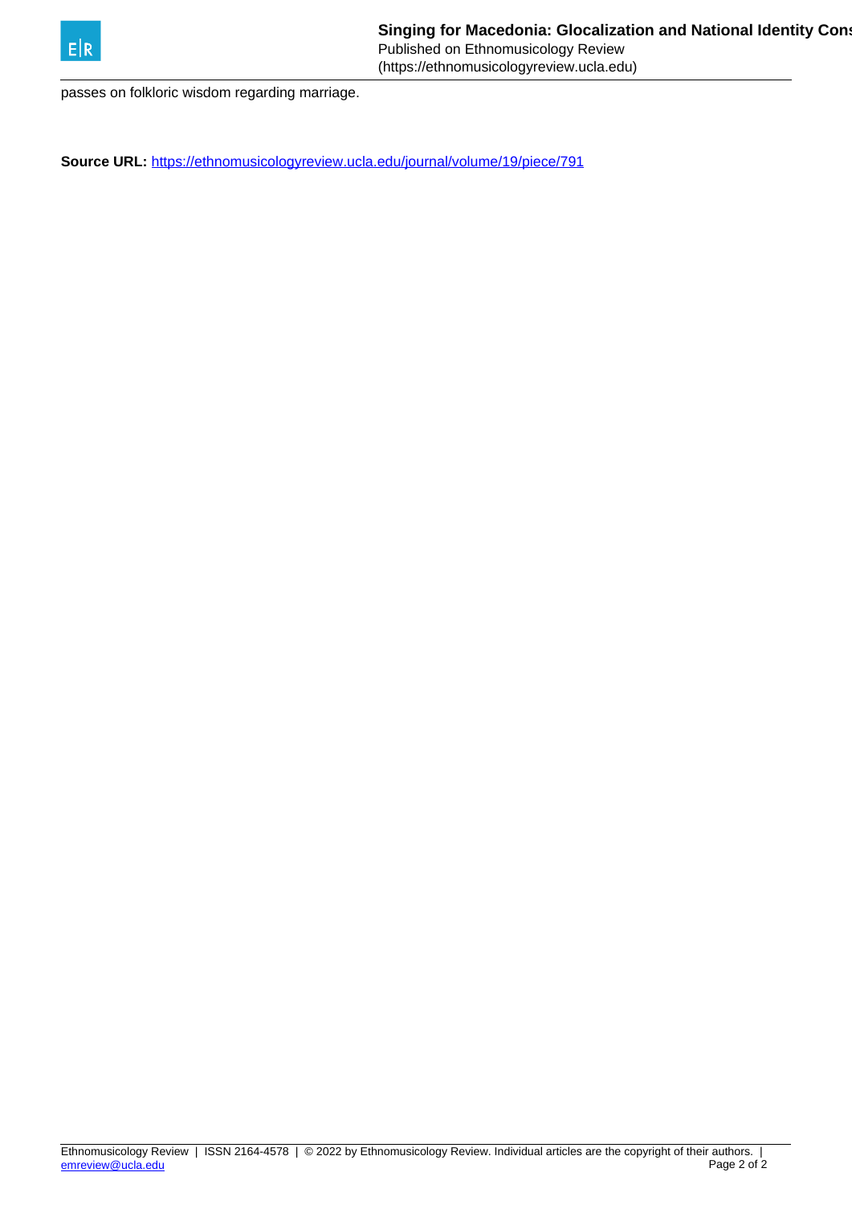passes on folkloric wisdom regarding marriage.

**Source URL:** https://ethnomusicologyreview.ucla.edu/journal/volume/19/piece/791